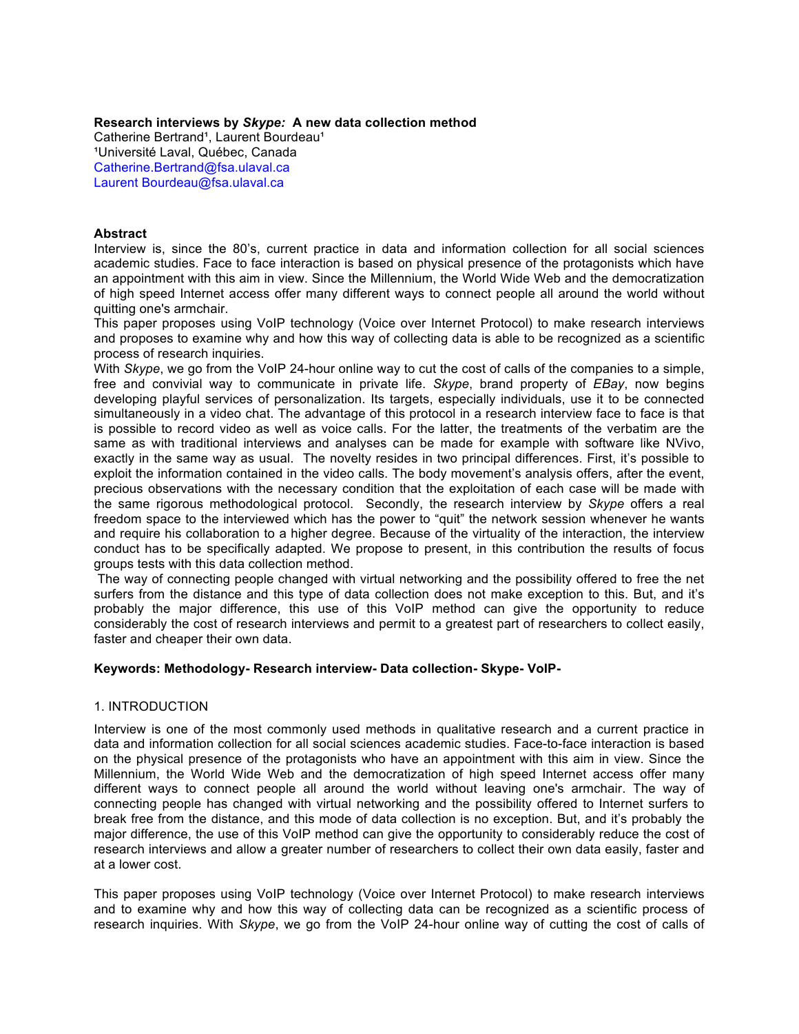**Research interviews by *Skype:* A new data collection method**

Catherine Bertrand[1], Laurent Bourdeau[1]

[1]Université Laval, Québec, Canada

Catherine.Bertrand@fsa.ulaval.ca

Laurent Bourdeau@fsa.ulaval.ca

**Abstract**

Interview is, since the 80's, current practice in data and information collection for all social sciences academic studies. Face to face interaction is based on physical presence of the protagonists which have an appointment with this aim in view. Since the Millennium, the World Wide Web and the democratization of high speed Internet access offer many different ways to connect people all around the world without quitting one's armchair.

This paper proposes using VoIP technology (Voice over Internet Protocol) to make research interviews and proposes to examine why and how this way of collecting data is able to be recognized as a scientific process of research inquiries.

With *Skype*, we go from the VoIP 24-hour online way to cut the cost of calls of the companies to a simple, free and convivial way to communicate in private life. *Skype*, brand property of *EBay*, now begins developing playful services of personalization. Its targets, especially individuals, use it to be connected simultaneously in a video chat. The advantage of this protocol in a research interview face to face is that is possible to record video as well as voice calls. For the latter, the treatments of the verbatim are the same as with traditional interviews and analyses can be made for example with software like NVivo, exactly in the same way as usual. The novelty resides in two principal differences. First, it's possible to exploit the information contained in the video calls. The body movement's analysis offers, after the event, precious observations with the necessary condition that the exploitation of each case will be made with the same rigorous methodological protocol. Secondly, the research interview by *Skype* offers a real freedom space to the interviewed which has the power to "quit" the network session whenever he wants and require his collaboration to a higher degree. Because of the virtuality of the interaction, the interview conduct has to be specifically adapted. We propose to present, in this contribution the results of focus groups tests with this data collection method.

The way of connecting people changed with virtual networking and the possibility offered to free the net surfers from the distance and this type of data collection does not make exception to this. But, and it's probably the major difference, this use of this VoIP method can give the opportunity to reduce considerably the cost of research interviews and permit to a greatest part of researchers to collect easily, faster and cheaper their own data.

**Keywords: Methodology- Research interview- Data collection- Skype- VoIP-**

## 1. INTRODUCTION

Interview is one of the most commonly used methods in qualitative research and a current practice in data and information collection for all social sciences academic studies. Face-to-face interaction is based on the physical presence of the protagonists who have an appointment with this aim in view. Since the Millennium, the World Wide Web and the democratization of high speed Internet access offer many different ways to connect people all around the world without leaving one's armchair. The way of connecting people has changed with virtual networking and the possibility offered to Internet surfers to break free from the distance, and this mode of data collection is no exception. But, and it's probably the major difference, the use of this VoIP method can give the opportunity to considerably reduce the cost of research interviews and allow a greater number of researchers to collect their own data easily, faster and at a lower cost.

This paper proposes using VoIP technology (Voice over Internet Protocol) to make research interviews and to examine why and how this way of collecting data can be recognized as a scientific process of research inquiries. With *Skype*, we go from the VoIP 24-hour online way of cutting the cost of calls of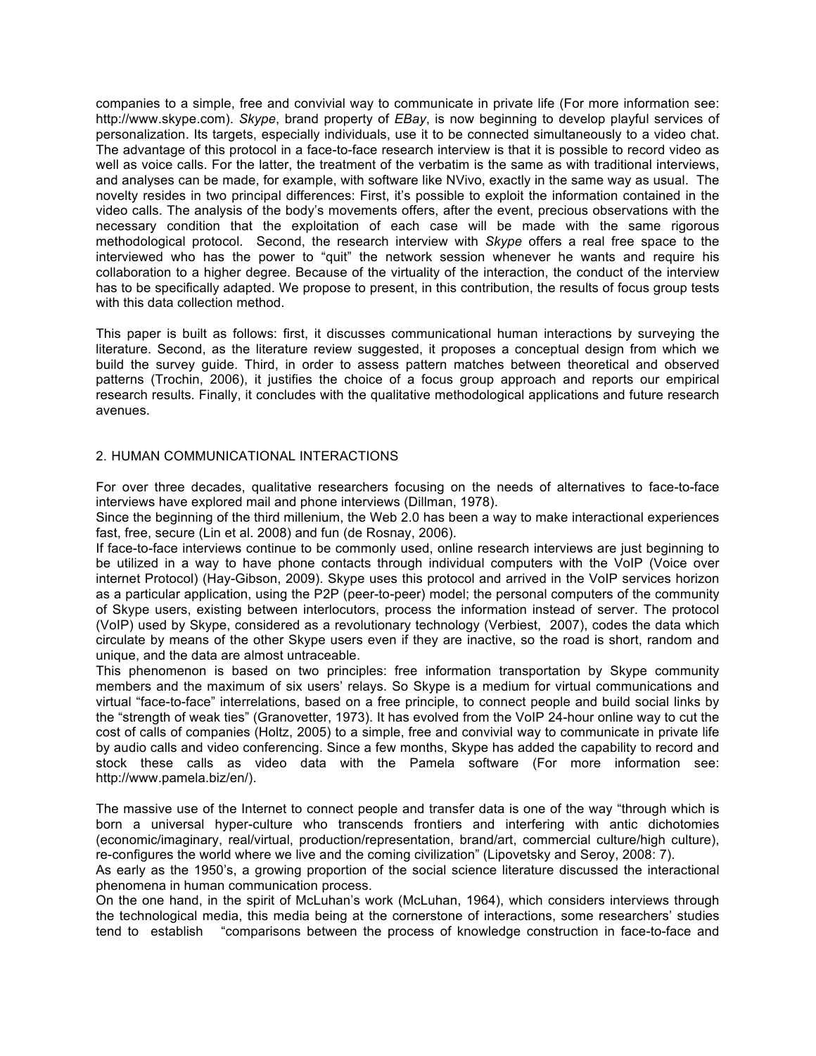companies to a simple, free and convivial way to communicate in private life (For more information see: http://www.skype.com). *Skype*, brand property of *EBay*, is now beginning to develop playful services of personalization. Its targets, especially individuals, use it to be connected simultaneously to a video chat. The advantage of this protocol in a face-to-face research interview is that it is possible to record video as well as voice calls. For the latter, the treatment of the verbatim is the same as with traditional interviews, and analyses can be made, for example, with software like NVivo, exactly in the same way as usual. The novelty resides in two principal differences: First, it's possible to exploit the information contained in the video calls. The analysis of the body's movements offers, after the event, precious observations with the necessary condition that the exploitation of each case will be made with the same rigorous methodological protocol. Second, the research interview with *Skype* offers a real free space to the interviewed who has the power to "quit" the network session whenever he wants and require his collaboration to a higher degree. Because of the virtuality of the interaction, the conduct of the interview has to be specifically adapted. We propose to present, in this contribution, the results of focus group tests with this data collection method.

This paper is built as follows: first, it discusses communicational human interactions by surveying the literature. Second, as the literature review suggested, it proposes a conceptual design from which we build the survey guide. Third, in order to assess pattern matches between theoretical and observed patterns (Trochin, 2006), it justifies the choice of a focus group approach and reports our empirical research results. Finally, it concludes with the qualitative methodological applications and future research avenues.

## 2. HUMAN COMMUNICATIONAL INTERACTIONS

For over three decades, qualitative researchers focusing on the needs of alternatives to face-to-face interviews have explored mail and phone interviews (Dillman, 1978).

Since the beginning of the third millenium, the Web 2.0 has been a way to make interactional experiences fast, free, secure (Lin et al. 2008) and fun (de Rosnay, 2006).

If face-to-face interviews continue to be commonly used, online research interviews are just beginning to be utilized in a way to have phone contacts through individual computers with the VoIP (Voice over internet Protocol) (Hay-Gibson, 2009). Skype uses this protocol and arrived in the VoIP services horizon as a particular application, using the P2P (peer-to-peer) model; the personal computers of the community of Skype users, existing between interlocutors, process the information instead of server. The protocol (VoIP) used by Skype, considered as a revolutionary technology (Verbiest, 2007), codes the data which circulate by means of the other Skype users even if they are inactive, so the road is short, random and unique, and the data are almost untraceable.

This phenomenon is based on two principles: free information transportation by Skype community members and the maximum of six users' relays. So Skype is a medium for virtual communications and virtual "face-to-face" interrelations, based on a free principle, to connect people and build social links by the "strength of weak ties" (Granovetter, 1973). It has evolved from the VoIP 24-hour online way to cut the cost of calls of companies (Holtz, 2005) to a simple, free and convivial way to communicate in private life by audio calls and video conferencing. Since a few months, Skype has added the capability to record and stock these calls as video data with the Pamela software (For more information see: http://www.pamela.biz/en/).

The massive use of the Internet to connect people and transfer data is one of the way "through which is born a universal hyper-culture who transcends frontiers and interfering with antic dichotomies (economic/imaginary, real/virtual, production/representation, brand/art, commercial culture/high culture), re-configures the world where we live and the coming civilization" (Lipovetsky and Seroy, 2008: 7).

As early as the 1950's, a growing proportion of the social science literature discussed the interactional phenomena in human communication process.

On the one hand, in the spirit of McLuhan's work (McLuhan, 1964), which considers interviews through the technological media, this media being at the cornerstone of interactions, some researchers' studies tend to establish "comparisons between the process of knowledge construction in face-to-face and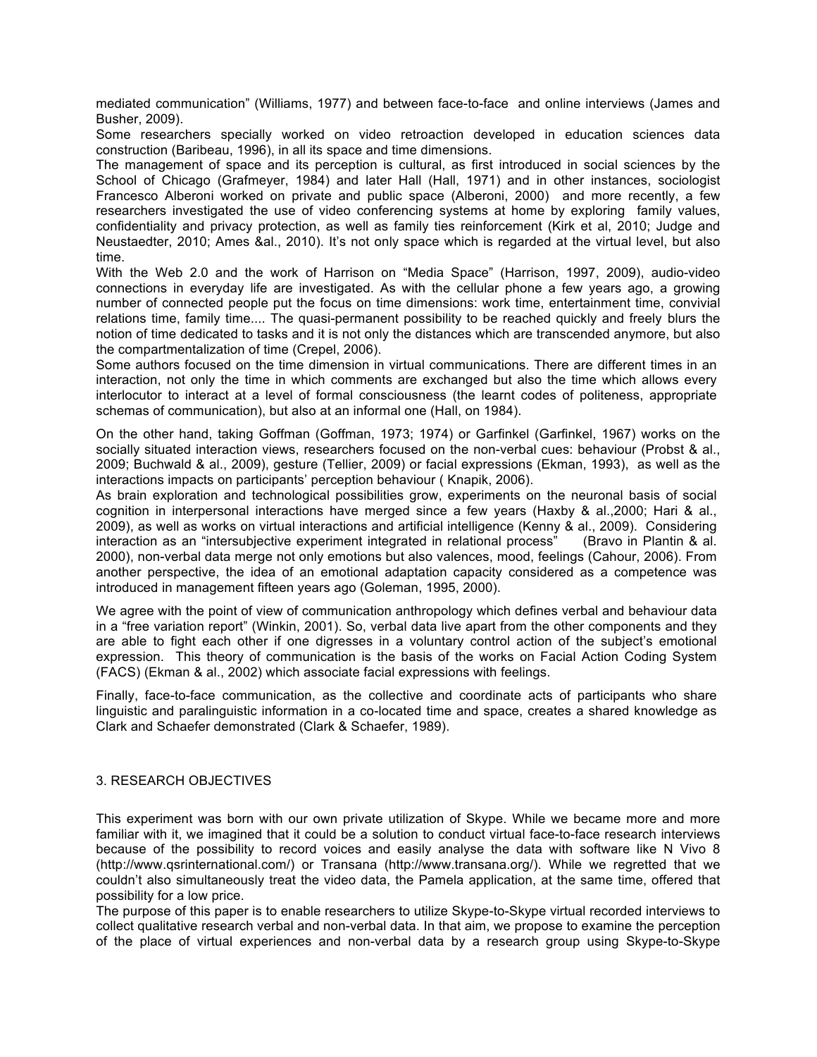mediated communication" (Williams, 1977) and between face-to-face and online interviews (James and Busher, 2009).

Some researchers specially worked on video retroaction developed in education sciences data construction (Baribeau, 1996), in all its space and time dimensions.

The management of space and its perception is cultural, as first introduced in social sciences by the School of Chicago (Grafmeyer, 1984) and later Hall (Hall, 1971) and in other instances, sociologist Francesco Alberoni worked on private and public space (Alberoni, 2000) and more recently, a few researchers investigated the use of video conferencing systems at home by exploring family values, confidentiality and privacy protection, as well as family ties reinforcement (Kirk et al, 2010; Judge and Neustaedter, 2010; Ames &al., 2010). It's not only space which is regarded at the virtual level, but also time.

With the Web 2.0 and the work of Harrison on "Media Space" (Harrison, 1997, 2009), audio-video connections in everyday life are investigated. As with the cellular phone a few years ago, a growing number of connected people put the focus on time dimensions: work time, entertainment time, convivial relations time, family time.... The quasi-permanent possibility to be reached quickly and freely blurs the notion of time dedicated to tasks and it is not only the distances which are transcended anymore, but also the compartmentalization of time (Crepel, 2006).

Some authors focused on the time dimension in virtual communications. There are different times in an interaction, not only the time in which comments are exchanged but also the time which allows every interlocutor to interact at a level of formal consciousness (the learnt codes of politeness, appropriate schemas of communication), but also at an informal one (Hall, on 1984).

On the other hand, taking Goffman (Goffman, 1973; 1974) or Garfinkel (Garfinkel, 1967) works on the socially situated interaction views, researchers focused on the non-verbal cues: behaviour (Probst & al., 2009; Buchwald & al., 2009), gesture (Tellier, 2009) or facial expressions (Ekman, 1993), as well as the interactions impacts on participants' perception behaviour ( Knapik, 2006).

As brain exploration and technological possibilities grow, experiments on the neuronal basis of social cognition in interpersonal interactions have merged since a few years (Haxby & al.,2000; Hari & al., 2009), as well as works on virtual interactions and artificial intelligence (Kenny & al., 2009). Considering interaction as an "intersubjective experiment integrated in relational process" (Bravo in Plantin & al. 2000), non-verbal data merge not only emotions but also valences, mood, feelings (Cahour, 2006). From another perspective, the idea of an emotional adaptation capacity considered as a competence was introduced in management fifteen years ago (Goleman, 1995, 2000).

We agree with the point of view of communication anthropology which defines verbal and behaviour data in a "free variation report" (Winkin, 2001). So, verbal data live apart from the other components and they are able to fight each other if one digresses in a voluntary control action of the subject's emotional expression. This theory of communication is the basis of the works on Facial Action Coding System (FACS) (Ekman & al., 2002) which associate facial expressions with feelings.

Finally, face-to-face communication, as the collective and coordinate acts of participants who share linguistic and paralinguistic information in a co-located time and space, creates a shared knowledge as Clark and Schaefer demonstrated (Clark & Schaefer, 1989).

## 3. RESEARCH OBJECTIVES

This experiment was born with our own private utilization of Skype. While we became more and more familiar with it, we imagined that it could be a solution to conduct virtual face-to-face research interviews because of the possibility to record voices and easily analyse the data with software like N Vivo 8 (http://www.qsrinternational.com/) or Transana (http://www.transana.org/). While we regretted that we couldn't also simultaneously treat the video data, the Pamela application, at the same time, offered that possibility for a low price.

The purpose of this paper is to enable researchers to utilize Skype-to-Skype virtual recorded interviews to collect qualitative research verbal and non-verbal data. In that aim, we propose to examine the perception of the place of virtual experiences and non-verbal data by a research group using Skype-to-Skype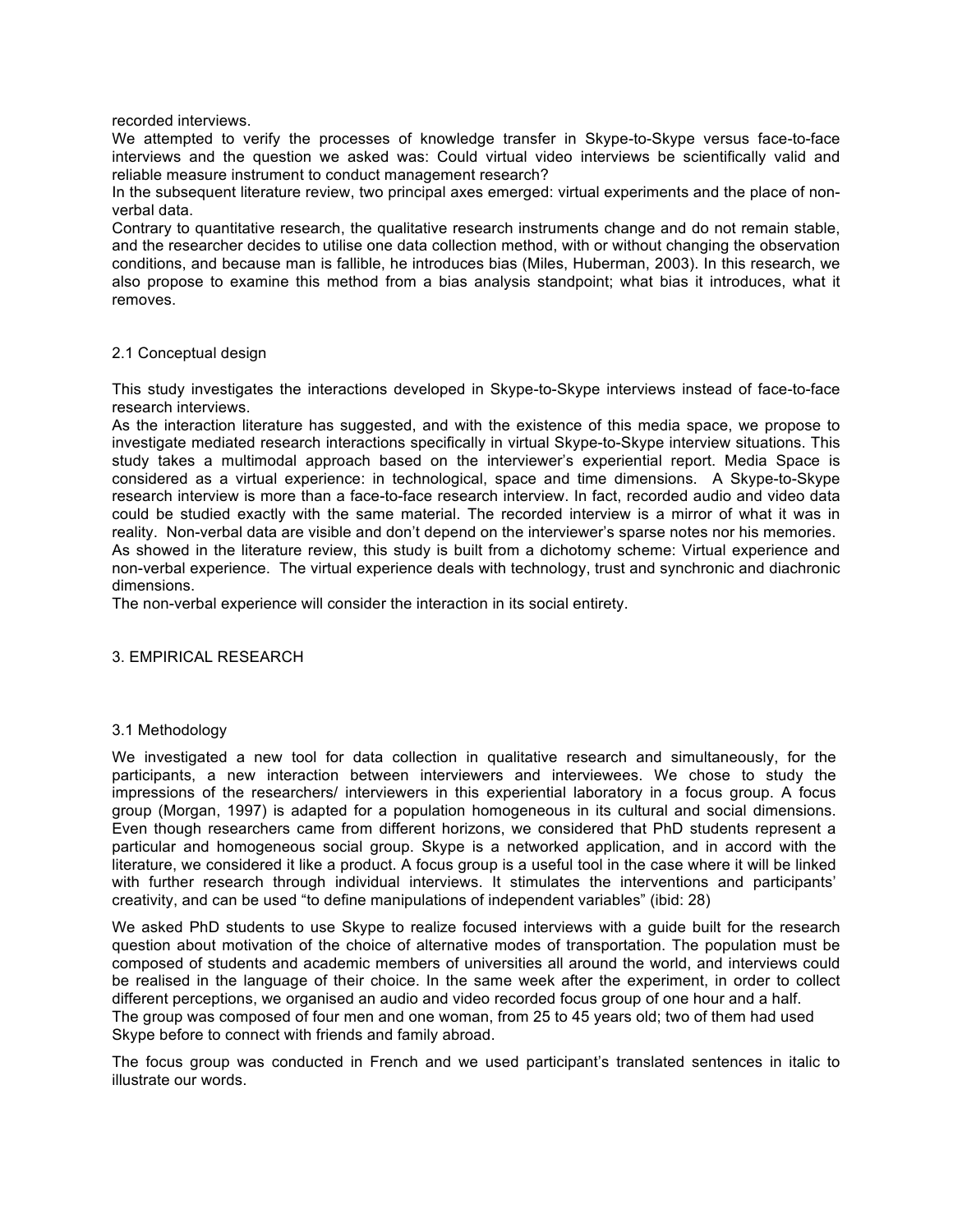recorded interviews.

We attempted to verify the processes of knowledge transfer in Skype-to-Skype versus face-to-face interviews and the question we asked was: Could virtual video interviews be scientifically valid and reliable measure instrument to conduct management research?

In the subsequent literature review, two principal axes emerged: virtual experiments and the place of non-verbal data.

Contrary to quantitative research, the qualitative research instruments change and do not remain stable, and the researcher decides to utilise one data collection method, with or without changing the observation conditions, and because man is fallible, he introduces bias (Miles, Huberman, 2003). In this research, we also propose to examine this method from a bias analysis standpoint; what bias it introduces, what it removes.

## 2.1 Conceptual design

This study investigates the interactions developed in Skype-to-Skype interviews instead of face-to-face research interviews.

As the interaction literature has suggested, and with the existence of this media space, we propose to investigate mediated research interactions specifically in virtual Skype-to-Skype interview situations. This study takes a multimodal approach based on the interviewer's experiential report. Media Space is considered as a virtual experience: in technological, space and time dimensions. A Skype-to-Skype research interview is more than a face-to-face research interview. In fact, recorded audio and video data could be studied exactly with the same material. The recorded interview is a mirror of what it was in reality. Non-verbal data are visible and don't depend on the interviewer's sparse notes nor his memories.

As showed in the literature review, this study is built from a dichotomy scheme: Virtual experience and non-verbal experience. The virtual experience deals with technology, trust and synchronic and diachronic dimensions.

The non-verbal experience will consider the interaction in its social entirety.

# 3. EMPIRICAL RESEARCH

## 3.1 Methodology

We investigated a new tool for data collection in qualitative research and simultaneously, for the participants, a new interaction between interviewers and interviewees. We chose to study the impressions of the researchers/ interviewers in this experiential laboratory in a focus group. A focus group (Morgan, 1997) is adapted for a population homogeneous in its cultural and social dimensions. Even though researchers came from different horizons, we considered that PhD students represent a particular and homogeneous social group. Skype is a networked application, and in accord with the literature, we considered it like a product. A focus group is a useful tool in the case where it will be linked with further research through individual interviews. It stimulates the interventions and participants' creativity, and can be used "to define manipulations of independent variables" (ibid: 28)

We asked PhD students to use Skype to realize focused interviews with a guide built for the research question about motivation of the choice of alternative modes of transportation. The population must be composed of students and academic members of universities all around the world, and interviews could be realised in the language of their choice. In the same week after the experiment, in order to collect different perceptions, we organised an audio and video recorded focus group of one hour and a half.

The group was composed of four men and one woman, from 25 to 45 years old; two of them had used Skype before to connect with friends and family abroad.

The focus group was conducted in French and we used participant's translated sentences in italic to illustrate our words.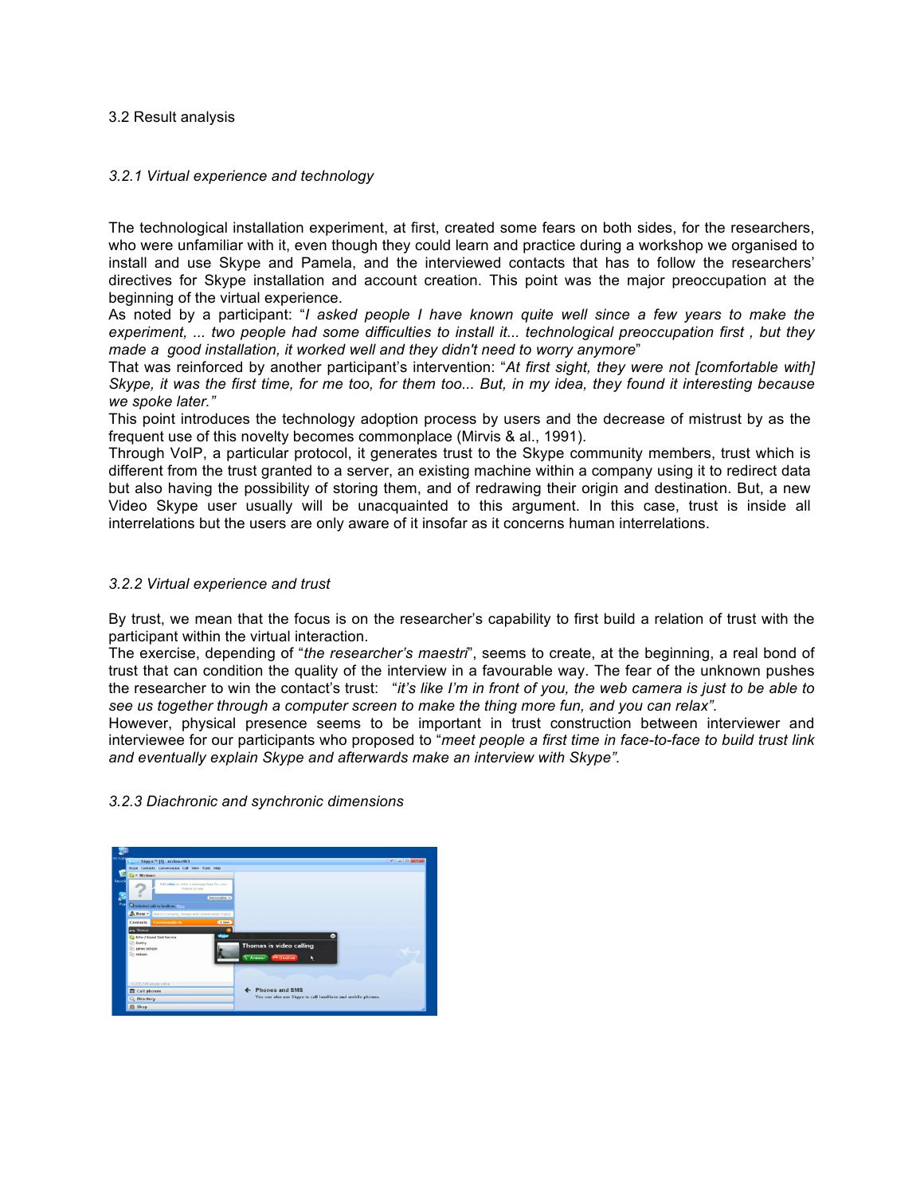## 3.2 Result analysis

### *3.2.1 Virtual experience and technology*

The technological installation experiment, at first, created some fears on both sides, for the researchers, who were unfamiliar with it, even though they could learn and practice during a workshop we organised to install and use Skype and Pamela, and the interviewed contacts that has to follow the researchers' directives for Skype installation and account creation. This point was the major preoccupation at the beginning of the virtual experience.

As noted by a participant: "*I asked people I have known quite well since a few years to make the experiment, ... two people had some difficulties to install it... technological preoccupation first , but they made a good installation, it worked well and they didn't need to worry anymore*"

That was reinforced by another participant's intervention: "*At first sight, they were not [comfortable with] Skype, it was the first time, for me too, for them too... But, in my idea, they found it interesting because we spoke later.*"

This point introduces the technology adoption process by users and the decrease of mistrust by as the frequent use of this novelty becomes commonplace (Mirvis & al., 1991).

Through VoIP, a particular protocol, it generates trust to the Skype community members, trust which is different from the trust granted to a server, an existing machine within a company using it to redirect data but also having the possibility of storing them, and of redrawing their origin and destination. But, a new Video Skype user usually will be unacquainted to this argument. In this case, trust is inside all interrelations but the users are only aware of it insofar as it concerns human interrelations.

### *3.2.2 Virtual experience and trust*

By trust, we mean that the focus is on the researcher's capability to first build a relation of trust with the participant within the virtual interaction.

The exercise, depending of "*the researcher's maestri*", seems to create, at the beginning, a real bond of trust that can condition the quality of the interview in a favourable way. The fear of the unknown pushes the researcher to win the contact's trust: "*it's like I'm in front of you, the web camera is just to be able to see us together through a computer screen to make the thing more fun, and you can relax*".

However, physical presence seems to be important in trust construction between interviewer and interviewee for our participants who proposed to "*meet people a first time in face-to-face to build trust link and eventually explain Skype and afterwards make an interview with Skype*".

### *3.2.3 Diachronic and synchronic dimensions*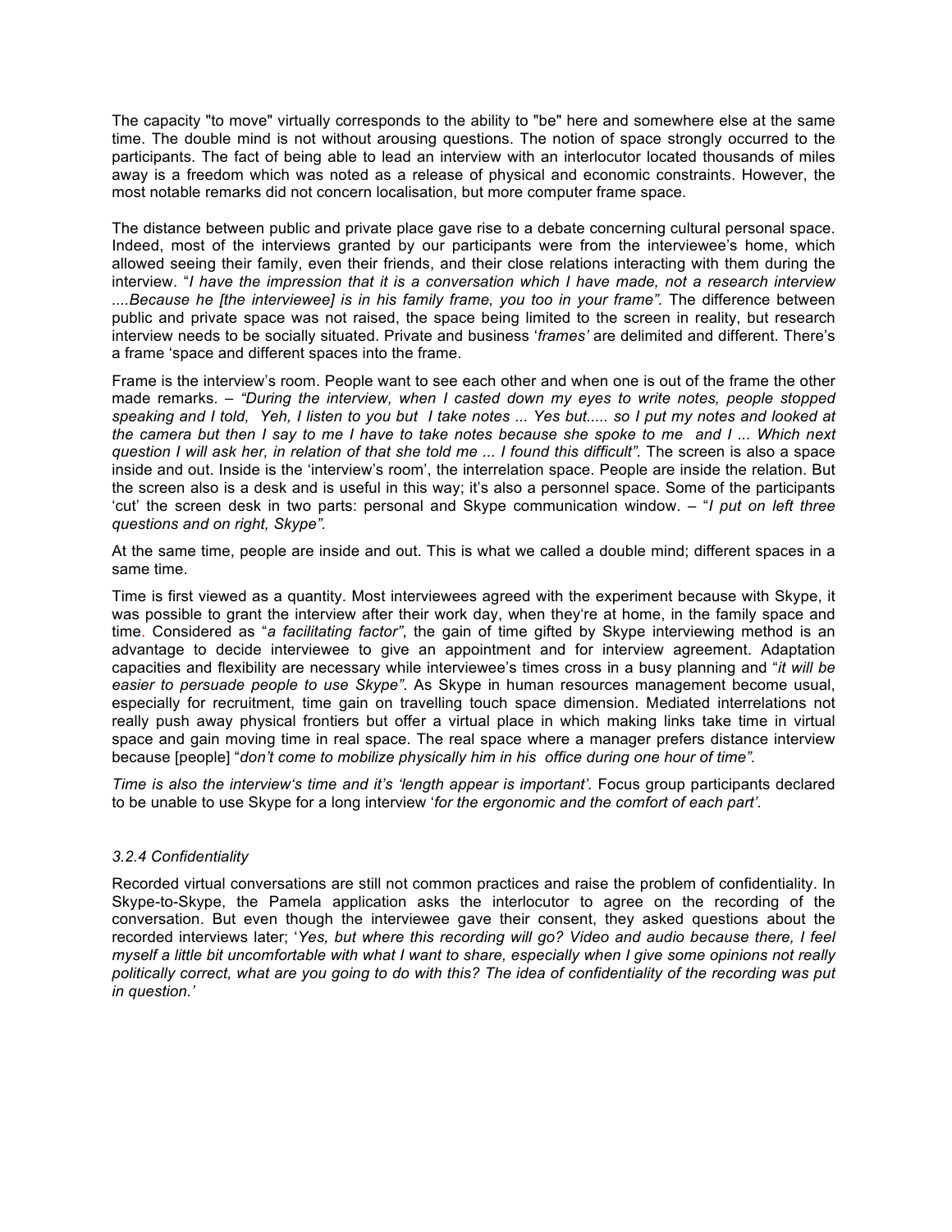The capacity "to move" virtually corresponds to the ability to "be" here and somewhere else at the same time. The double mind is not without arousing questions. The notion of space strongly occurred to the participants. The fact of being able to lead an interview with an interlocutor located thousands of miles away is a freedom which was noted as a release of physical and economic constraints. However, the most notable remarks did not concern localisation, but more computer frame space.

The distance between public and private place gave rise to a debate concerning cultural personal space. Indeed, most of the interviews granted by our participants were from the interviewee's home, which allowed seeing their family, even their friends, and their close relations interacting with them during the interview. "*I have the impression that it is a conversation which I have made, not a research interview ....Because he [the interviewee] is in his family frame, you too in your frame".* The difference between public and private space was not raised, the space being limited to the screen in reality, but research interview needs to be socially situated. Private and business '*frames'* are delimited and different. There's a frame 'space and different spaces into the frame.

Frame is the interview's room. People want to see each other and when one is out of the frame the other made remarks. – *"During the interview, when I casted down my eyes to write notes, people stopped speaking and I told, Yeh, I listen to you but I take notes ... Yes but..... so I put my notes and looked at the camera but then I say to me I have to take notes because she spoke to me and I ... Which next question I will ask her, in relation of that she told me ... I found this difficult".* The screen is also a space inside and out. Inside is the 'interview's room', the interrelation space. People are inside the relation. But the screen also is a desk and is useful in this way; it's also a personnel space. Some of the participants 'cut' the screen desk in two parts: personal and Skype communication window. – "*I put on left three questions and on right, Skype".*

At the same time, people are inside and out. This is what we called a double mind; different spaces in a same time.

Time is first viewed as a quantity. Most interviewees agreed with the experiment because with Skype, it was possible to grant the interview after their work day, when they're at home, in the family space and time. Considered as "*a facilitating factor"*, the gain of time gifted by Skype interviewing method is an advantage to decide interviewee to give an appointment and for interview agreement. Adaptation capacities and flexibility are necessary while interviewee's times cross in a busy planning and "*it will be easier to persuade people to use Skype"*. As Skype in human resources management become usual, especially for recruitment, time gain on travelling touch space dimension. Mediated interrelations not really push away physical frontiers but offer a virtual place in which making links take time in virtual space and gain moving time in real space. The real space where a manager prefers distance interview because [people] "*don't come to mobilize physically him in his office during one hour of time".*

*Time is also the interview's time and it's 'length appear is important'.* Focus group participants declared to be unable to use Skype for a long interview '*for the ergonomic and the comfort of each part'.*

### *3.2.4 Confidentiality*

Recorded virtual conversations are still not common practices and raise the problem of confidentiality. In Skype-to-Skype, the Pamela application asks the interlocutor to agree on the recording of the conversation. But even though the interviewee gave their consent, they asked questions about the recorded interviews later; '*Yes, but where this recording will go? Video and audio because there, I feel myself a little bit uncomfortable with what I want to share, especially when I give some opinions not really politically correct, what are you going to do with this? The idea of confidentiality of the recording was put in question.'*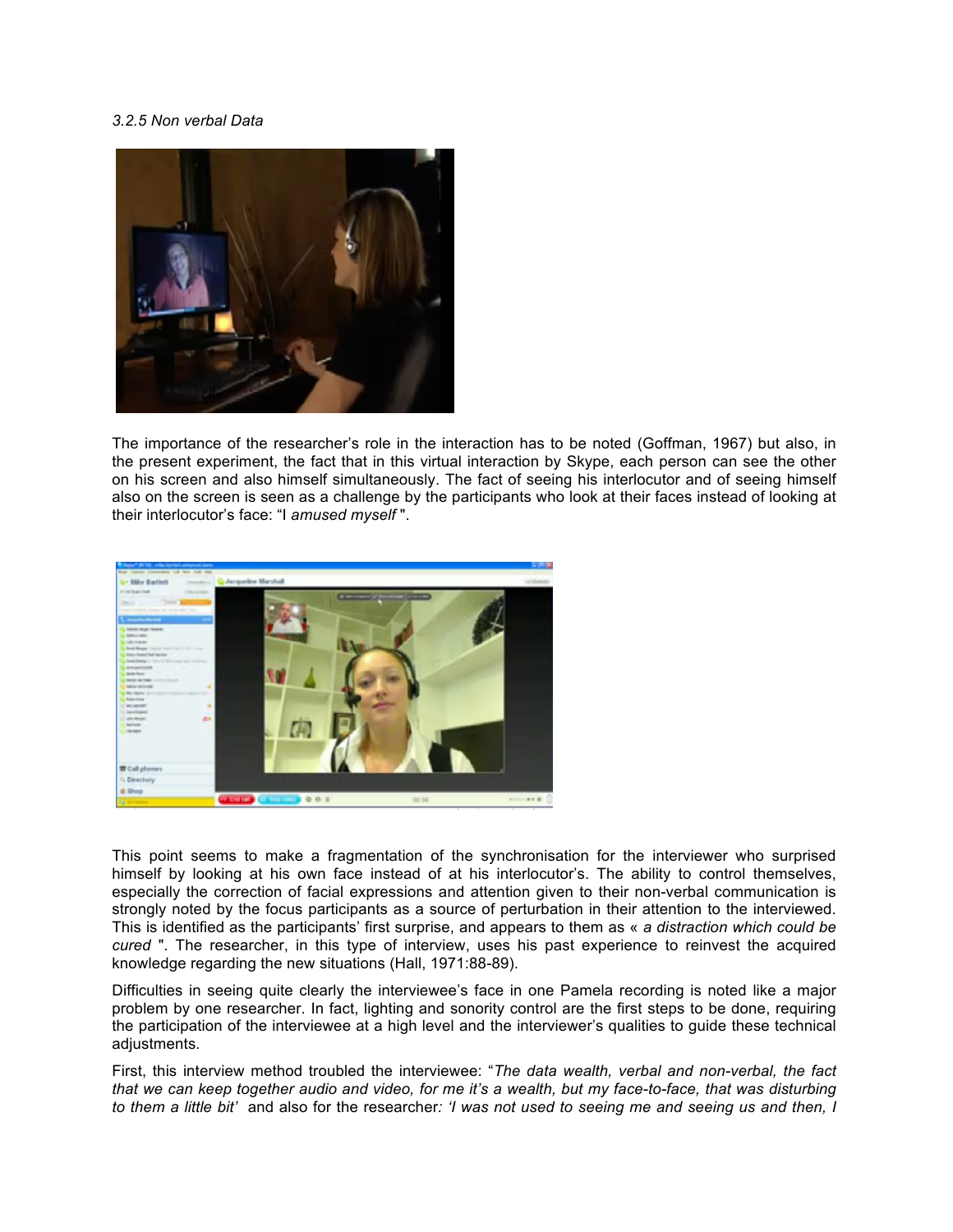*3.2.5 Non verbal Data*

The importance of the researcher's role in the interaction has to be noted (Goffman, 1967) but also, in the present experiment, the fact that in this virtual interaction by Skype, each person can see the other on his screen and also himself simultaneously. The fact of seeing his interlocutor and of seeing himself also on the screen is seen as a challenge by the participants who look at their faces instead of looking at their interlocutor's face: "I *amused myself* ".

This point seems to make a fragmentation of the synchronisation for the interviewer who surprised himself by looking at his own face instead of at his interlocutor's. The ability to control themselves, especially the correction of facial expressions and attention given to their non-verbal communication is strongly noted by the focus participants as a source of perturbation in their attention to the interviewed. This is identified as the participants' first surprise, and appears to them as « *a distraction which could be cured* ". The researcher, in this type of interview, uses his past experience to reinvest the acquired knowledge regarding the new situations (Hall, 1971:88-89).

Difficulties in seeing quite clearly the interviewee's face in one Pamela recording is noted like a major problem by one researcher. In fact, lighting and sonority control are the first steps to be done, requiring the participation of the interviewee at a high level and the interviewer's qualities to guide these technical adjustments.

First, this interview method troubled the interviewee: "*The data wealth, verbal and non-verbal, the fact that we can keep together audio and video, for me it's a wealth, but my face-to-face, that was disturbing to them a little bit'* and also for the researcher*: 'I was not used to seeing me and seeing us and then, I*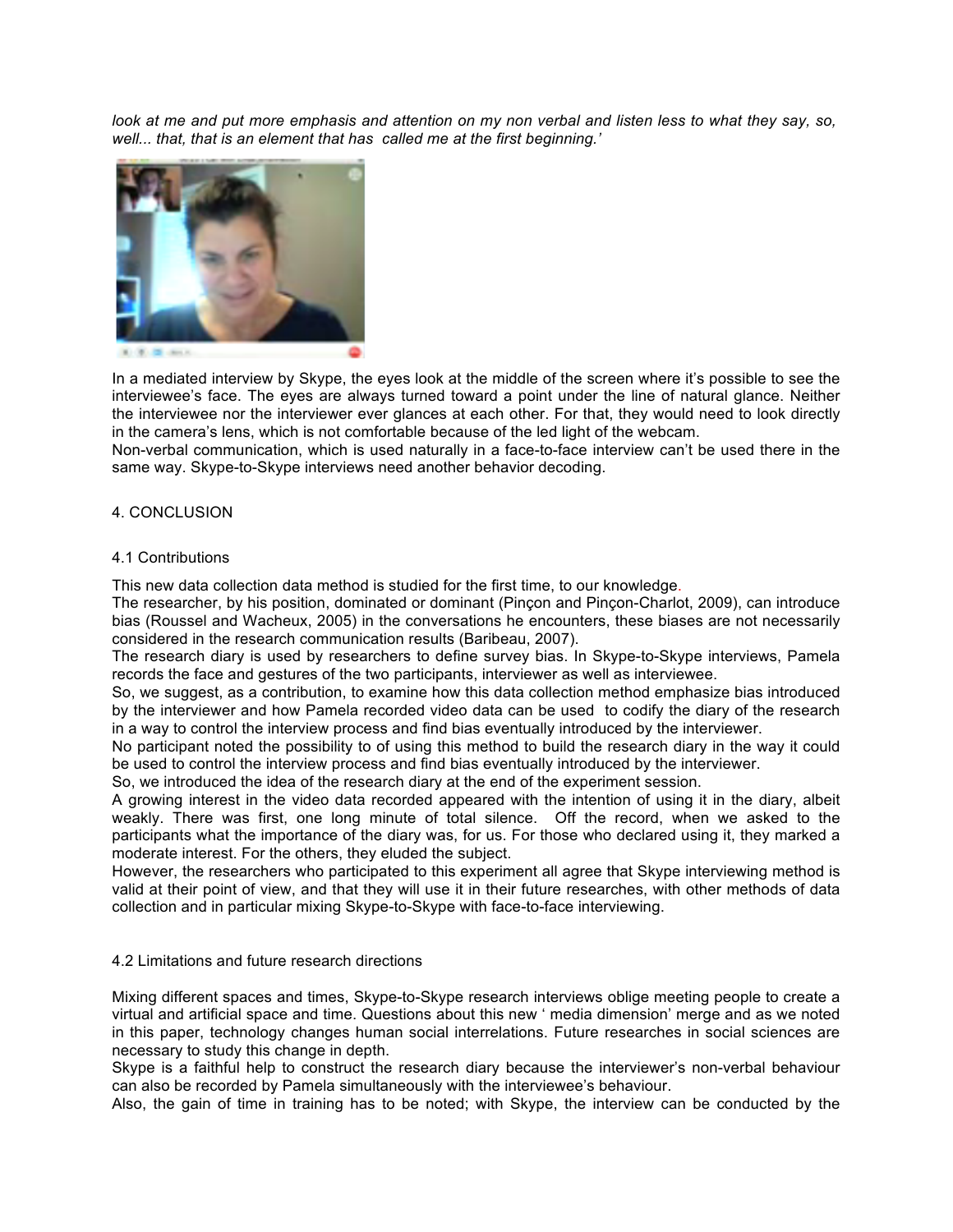*look at me and put more emphasis and attention on my non verbal and listen less to what they say, so, well... that, that is an element that has called me at the first beginning.'*

In a mediated interview by Skype, the eyes look at the middle of the screen where it's possible to see the interviewee's face. The eyes are always turned toward a point under the line of natural glance. Neither the interviewee nor the interviewer ever glances at each other. For that, they would need to look directly in the camera's lens, which is not comfortable because of the led light of the webcam.
Non-verbal communication, which is used naturally in a face-to-face interview can't be used there in the same way. Skype-to-Skype interviews need another behavior decoding.

## 4. CONCLUSION

### 4.1 Contributions

This new data collection data method is studied for the first time, to our knowledge.
The researcher, by his position, dominated or dominant (Pinçon and Pinçon-Charlot, 2009), can introduce bias (Roussel and Wacheux, 2005) in the conversations he encounters, these biases are not necessarily considered in the research communication results (Baribeau, 2007).
The research diary is used by researchers to define survey bias. In Skype-to-Skype interviews, Pamela records the face and gestures of the two participants, interviewer as well as interviewee.
So, we suggest, as a contribution, to examine how this data collection method emphasize bias introduced by the interviewer and how Pamela recorded video data can be used to codify the diary of the research in a way to control the interview process and find bias eventually introduced by the interviewer.
No participant noted the possibility to of using this method to build the research diary in the way it could be used to control the interview process and find bias eventually introduced by the interviewer.
So, we introduced the idea of the research diary at the end of the experiment session.
A growing interest in the video data recorded appeared with the intention of using it in the diary, albeit weakly. There was first, one long minute of total silence. Off the record, when we asked to the participants what the importance of the diary was, for us. For those who declared using it, they marked a moderate interest. For the others, they eluded the subject.
However, the researchers who participated to this experiment all agree that Skype interviewing method is valid at their point of view, and that they will use it in their future researches, with other methods of data collection and in particular mixing Skype-to-Skype with face-to-face interviewing.

### 4.2 Limitations and future research directions

Mixing different spaces and times, Skype-to-Skype research interviews oblige meeting people to create a virtual and artificial space and time. Questions about this new ' media dimension' merge and as we noted in this paper, technology changes human social interrelations. Future researches in social sciences are necessary to study this change in depth.
Skype is a faithful help to construct the research diary because the interviewer's non-verbal behaviour can also be recorded by Pamela simultaneously with the interviewee's behaviour.
Also, the gain of time in training has to be noted; with Skype, the interview can be conducted by the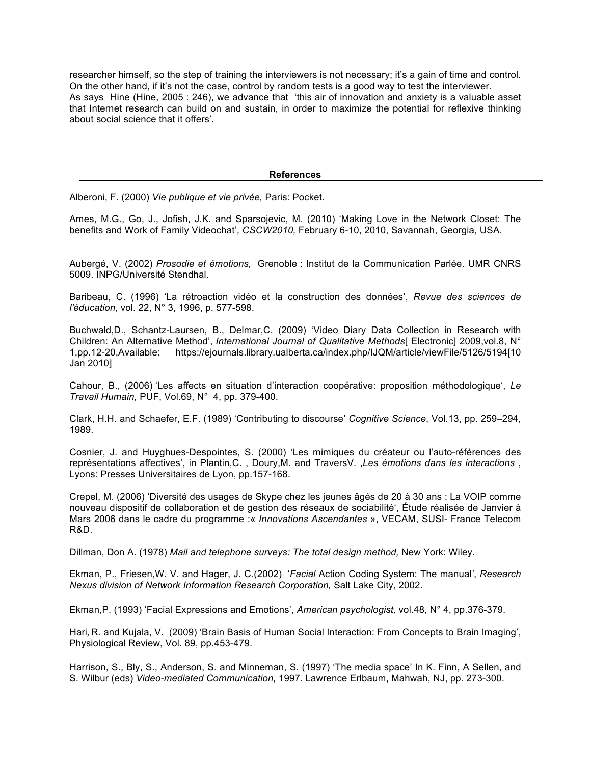researcher himself, so the step of training the interviewers is not necessary; it's a gain of time and control. On the other hand, if it's not the case, control by random tests is a good way to test the interviewer.
As says Hine (Hine, 2005 : 246), we advance that 'this air of innovation and anxiety is a valuable asset that Internet research can build on and sustain, in order to maximize the potential for reflexive thinking about social science that it offers'.

## References

Alberoni, F. (2000) *Vie publique et vie privée,* Paris: Pocket.

Ames, M.G., Go, J., Jofish, J.K. and Sparsojevic, M. (2010) 'Making Love in the Network Closet: The benefits and Work of Family Videochat', *CSCW2010,* February 6-10, 2010, Savannah, Georgia, USA.

Aubergé, V. (2002) *Prosodie et émotions,* Grenoble : Institut de la Communication Parlée. UMR CNRS 5009. INPG/Université Stendhal.

Baribeau, C. (1996) 'La rétroaction vidéo et la construction des données', *Revue des sciences de l'éducation*, vol. 22, N° 3, 1996, p. 577-598.

Buchwald,D., Schantz-Laursen, B., Delmar,C. (2009) 'Video Diary Data Collection in Research with Children: An Alternative Method', *International Journal of Qualitative Methods*[ Electronic] 2009,vol.8, N° 1,pp.12-20,Available: https://ejournals.library.ualberta.ca/index.php/IJQM/article/viewFile/5126/5194[10 Jan 2010]

Cahour, B., (2006) 'Les affects en situation d'interaction coopérative: proposition méthodologique', *Le Travail Humain,* PUF, Vol.69, N° 4, pp. 379-400.

Clark, H.H. and Schaefer, E.F. (1989) 'Contributing to discourse' *Cognitive Science*, Vol.13, pp. 259–294, 1989.

Cosnier, J. and Huyghues-Despointes, S. (2000) 'Les mimiques du créateur ou l'auto-références des représentations affectives', in Plantin,C. , Doury,M. and TraversV. ,*Les émotions dans les interactions* , Lyons: Presses Universitaires de Lyon, pp.157-168.

Crepel, M. (2006) 'Diversité des usages de Skype chez les jeunes âgés de 20 à 30 ans : La VOIP comme nouveau dispositif de collaboration et de gestion des réseaux de sociabilité', Étude réalisée de Janvier à Mars 2006 dans le cadre du programme :« *Innovations Ascendantes* », VECAM, SUSI- France Telecom R&D.

Dillman, Don A. (1978) *Mail and telephone surveys: The total design method,* New York: Wiley.

Ekman, P., Friesen,W. V. and Hager, J. C.(2002) '*Facial* Action Coding System: The manual', *Research Nexus division of Network Information Research Corporation,* Salt Lake City, 2002.

Ekman,P. (1993) 'Facial Expressions and Emotions', *American psychologist,* vol.48, N° 4, pp.376-379.

Hari, R. and Kujala, V. (2009) 'Brain Basis of Human Social Interaction: From Concepts to Brain Imaging', Physiological Review, Vol. 89, pp.453-479.

Harrison, S., Bly, S., Anderson, S. and Minneman, S. (1997) 'The media space' In K. Finn, A Sellen, and S. Wilbur (eds) *Video-mediated Communication,* 1997. Lawrence Erlbaum, Mahwah, NJ, pp. 273-300.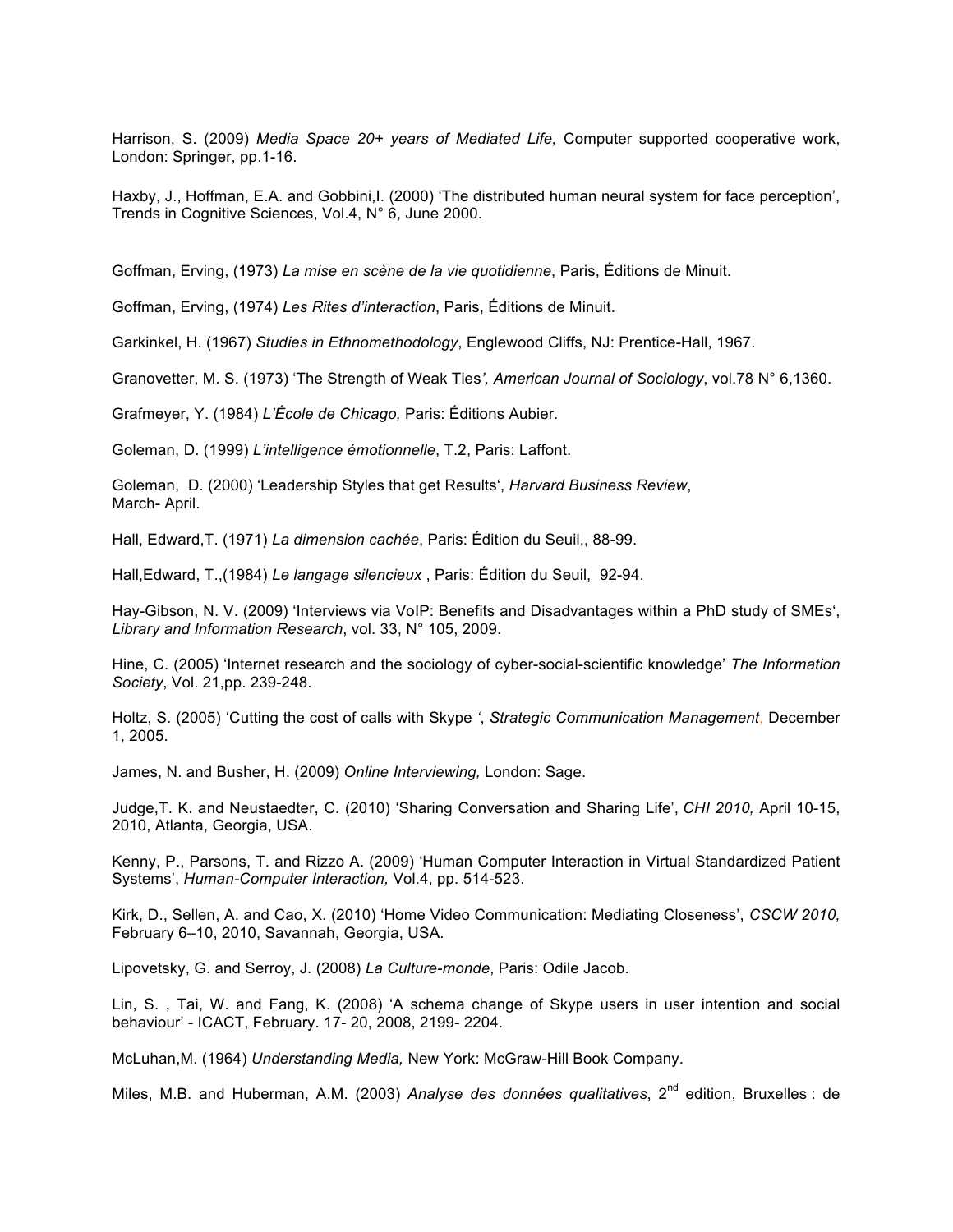Harrison, S. (2009) *Media Space 20+ years of Mediated Life,* Computer supported cooperative work, London: Springer, pp.1-16.

Haxby, J., Hoffman, E.A. and Gobbini,I. (2000) 'The distributed human neural system for face perception', Trends in Cognitive Sciences, Vol.4, N° 6, June 2000.

Goffman, Erving, (1973) *La mise en scène de la vie quotidienne*, Paris, Éditions de Minuit.

Goffman, Erving, (1974) *Les Rites d'interaction*, Paris, Éditions de Minuit.

Garkinkel, H. (1967) *Studies in Ethnomethodology*, Englewood Cliffs, NJ: Prentice-Hall, 1967.

Granovetter, M. S. (1973) 'The Strength of Weak Ties*', American Journal of Sociology*, vol.78 N° 6,1360.

Grafmeyer, Y. (1984) *L'École de Chicago,* Paris: Éditions Aubier.

Goleman, D. (1999) *L'intelligence émotionnelle*, T.2, Paris: Laffont.

Goleman, D. (2000) 'Leadership Styles that get Results', *Harvard Business Review*, March- April.

Hall, Edward,T. (1971) *La dimension cachée*, Paris: Édition du Seuil,, 88-99.

Hall,Edward, T.,(1984) *Le langage silencieux* , Paris: Édition du Seuil, 92-94.

Hay-Gibson, N. V. (2009) 'Interviews via VoIP: Benefits and Disadvantages within a PhD study of SMEs', *Library and Information Research*, vol. 33, N° 105, 2009.

Hine, C. (2005) 'Internet research and the sociology of cyber-social-scientific knowledge' *The Information Society*, Vol. 21,pp. 239-248.

Holtz, S. (2005) 'Cutting the cost of calls with Skype ', *Strategic Communication Management*, December 1, 2005.

James, N. and Busher, H. (2009) *Online Interviewing,* London: Sage.

Judge,T. K. and Neustaedter, C. (2010) 'Sharing Conversation and Sharing Life', *CHI 2010,* April 10-15, 2010, Atlanta, Georgia, USA.

Kenny, P., Parsons, T. and Rizzo A. (2009) 'Human Computer Interaction in Virtual Standardized Patient Systems', *Human-Computer Interaction,* Vol.4, pp. 514-523.

Kirk, D., Sellen, A. and Cao, X. (2010) 'Home Video Communication: Mediating Closeness', *CSCW 2010,* February 6–10, 2010, Savannah, Georgia, USA.

Lipovetsky, G. and Serroy, J. (2008) *La Culture-monde*, Paris: Odile Jacob.

Lin, S. , Tai, W. and Fang, K. (2008) 'A schema change of Skype users in user intention and social behaviour' - ICACT, February. 17- 20, 2008, 2199- 2204.

McLuhan,M. (1964) *Understanding Media,* New York: McGraw-Hill Book Company.

Miles, M.B. and Huberman, A.M. (2003) *Analyse des données qualitatives*, 2nd edition, Bruxelles : de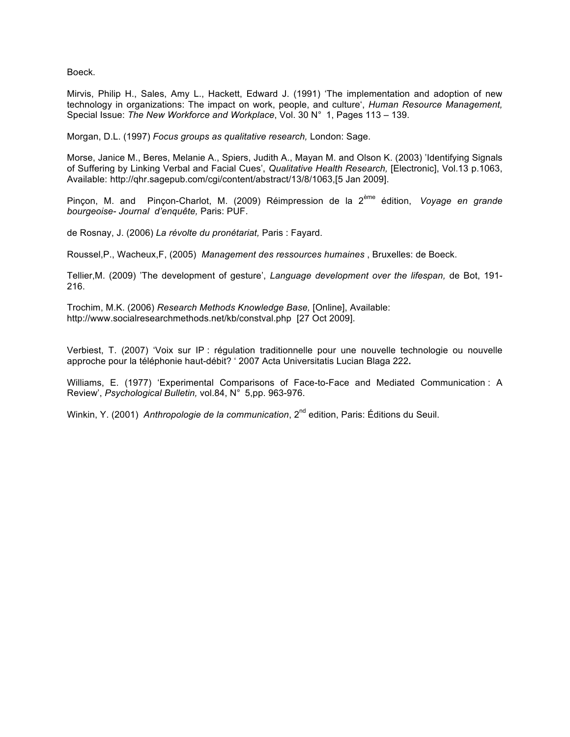Boeck.

Mirvis, Philip H., Sales, Amy L., Hackett, Edward J. (1991) 'The implementation and adoption of new technology in organizations: The impact on work, people, and culture', *Human Resource Management,* Special Issue: *The New Workforce and Workplace*, Vol. 30 N° 1, Pages 113 – 139.

Morgan, D.L. (1997) *Focus groups as qualitative research,* London: Sage.

Morse, Janice M., Beres, Melanie A., Spiers, Judith A., Mayan M. and Olson K. (2003) 'Identifying Signals of Suffering by Linking Verbal and Facial Cues', *Qualitative Health Research,* [Electronic], Vol.13 p.1063, Available: http://qhr.sagepub.com/cgi/content/abstract/13/8/1063,[5 Jan 2009].

Pinçon, M. and Pinçon-Charlot, M. (2009) Réimpression de la 2ème édition, *Voyage en grande bourgeoise- Journal d'enquête,* Paris: PUF.

de Rosnay, J. (2006) *La révolte du pronétariat,* Paris : Fayard.

Roussel,P., Wacheux,F, (2005) *Management des ressources humaines* , Bruxelles: de Boeck.

Tellier,M. (2009) 'The development of gesture', *Language development over the lifespan,* de Bot, 191-216.

Trochim, M.K. (2006) *Research Methods Knowledge Base,* [Online], Available: http://www.socialresearchmethods.net/kb/constval.php [27 Oct 2009].

Verbiest, T. (2007) 'Voix sur IP : régulation traditionnelle pour une nouvelle technologie ou nouvelle approche pour la téléphonie haut-débit? ' 2007 Acta Universitatis Lucian Blaga 222**.**

Williams, E. (1977) 'Experimental Comparisons of Face-to-Face and Mediated Communication : A Review', *Psychological Bulletin,* vol.84, N° 5,pp. 963-976.

Winkin, Y. (2001) *Anthropologie de la communication*, 2nd edition, Paris: Éditions du Seuil.